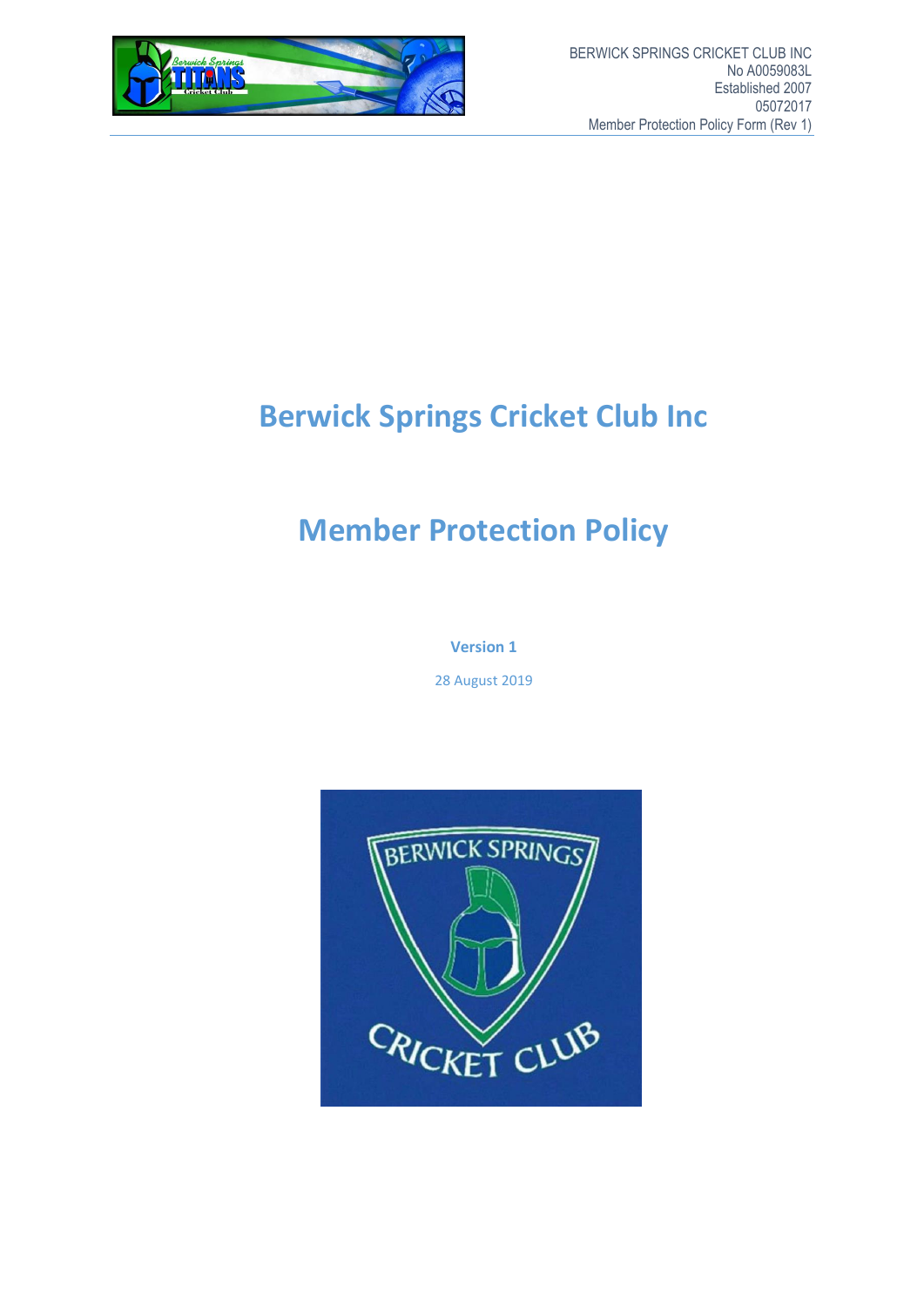BERWICK SPRINGS CRICKET CLUB INC
No A0059083L
Established 2007
05072017
Member Protection Policy Form (Rev 1)

# Berwick Springs Cricket Club Inc

# Member Protection Policy

**Version 1**

28 August 2019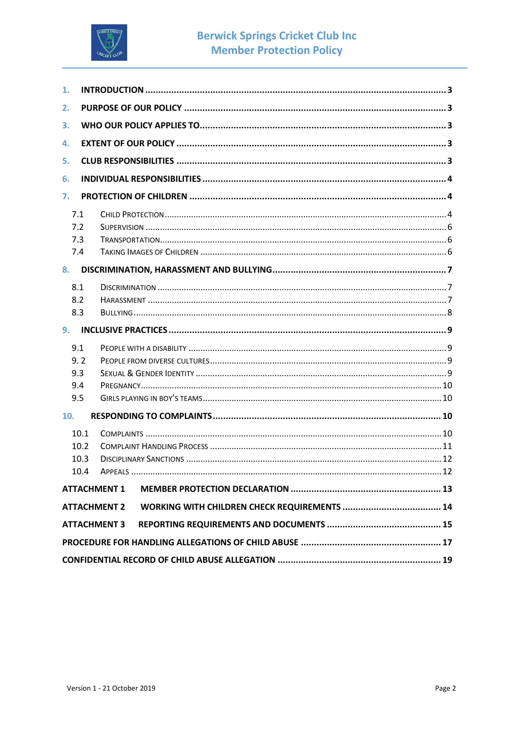1. **INTRODUCTION** ........ 3
2. **PURPOSE OF OUR POLICY** ........ 3
3. **WHO OUR POLICY APPLIES TO** ........ 3
4. **EXTENT OF OUR POLICY** ........ 3
5. **CLUB RESPONSIBILITIES** ........ 3
6. **INDIVIDUAL RESPONSIBILITIES** ........ 4
7. **PROTECTION OF CHILDREN** ........ 4
   - 7.1 Child Protection ........ 4
   - 7.2 Supervision ........ 6
   - 7.3 Transportation ........ 6
   - 7.4 Taking Images of Children ........ 6
8. **DISCRIMINATION, HARASSMENT AND BULLYING** ........ 7
   - 8.1 Discrimination ........ 7
   - 8.2 Harassment ........ 7
   - 8.3 Bullying ........ 8
9. **INCLUSIVE PRACTICES** ........ 9
   - 9.1 People with a Disability ........ 9
   - 9.2 People from Diverse Cultures ........ 9
   - 9.3 Sexual & Gender Identity ........ 9
   - 9.4 Pregnancy ........ 10
   - 9.5 Girls Playing in Boy's Teams ........ 10
10. **RESPONDING TO COMPLAINTS** ........ 10
    - 10.1 Complaints ........ 10
    - 10.2 Complaint Handling Process ........ 11
    - 10.3 Disciplinary Sanctions ........ 12
    - 10.4 Appeals ........ 12

**ATTACHMENT 1 MEMBER PROTECTION DECLARATION** ........ 13

**ATTACHMENT 2 WORKING WITH CHILDREN CHECK REQUIREMENTS** ........ 14

**ATTACHMENT 3 REPORTING REQUIREMENTS AND DOCUMENTS** ........ 15

**PROCEDURE FOR HANDLING ALLEGATIONS OF CHILD ABUSE** ........ 17

**CONFIDENTIAL RECORD OF CHILD ABUSE ALLEGATION** ........ 19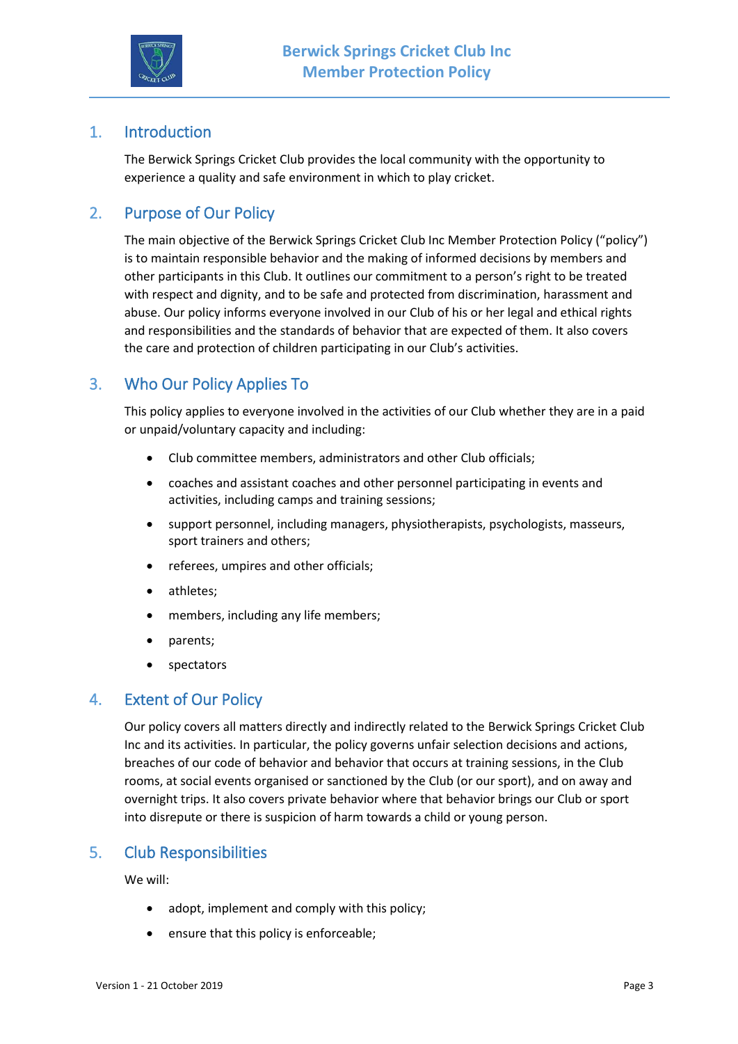## 1. Introduction

The Berwick Springs Cricket Club provides the local community with the opportunity to experience a quality and safe environment in which to play cricket.

## 2. Purpose of Our Policy

The main objective of the Berwick Springs Cricket Club Inc Member Protection Policy ("policy") is to maintain responsible behavior and the making of informed decisions by members and other participants in this Club. It outlines our commitment to a person's right to be treated with respect and dignity, and to be safe and protected from discrimination, harassment and abuse. Our policy informs everyone involved in our Club of his or her legal and ethical rights and responsibilities and the standards of behavior that are expected of them. It also covers the care and protection of children participating in our Club's activities.

## 3. Who Our Policy Applies To

This policy applies to everyone involved in the activities of our Club whether they are in a paid or unpaid/voluntary capacity and including:

- Club committee members, administrators and other Club officials;
- coaches and assistant coaches and other personnel participating in events and activities, including camps and training sessions;
- support personnel, including managers, physiotherapists, psychologists, masseurs, sport trainers and others;
- referees, umpires and other officials;
- athletes;
- members, including any life members;
- parents;
- spectators

## 4. Extent of Our Policy

Our policy covers all matters directly and indirectly related to the Berwick Springs Cricket Club Inc and its activities. In particular, the policy governs unfair selection decisions and actions, breaches of our code of behavior and behavior that occurs at training sessions, in the Club rooms, at social events organised or sanctioned by the Club (or our sport), and on away and overnight trips. It also covers private behavior where that behavior brings our Club or sport into disrepute or there is suspicion of harm towards a child or young person.

## 5. Club Responsibilities

We will:

- adopt, implement and comply with this policy;
- ensure that this policy is enforceable;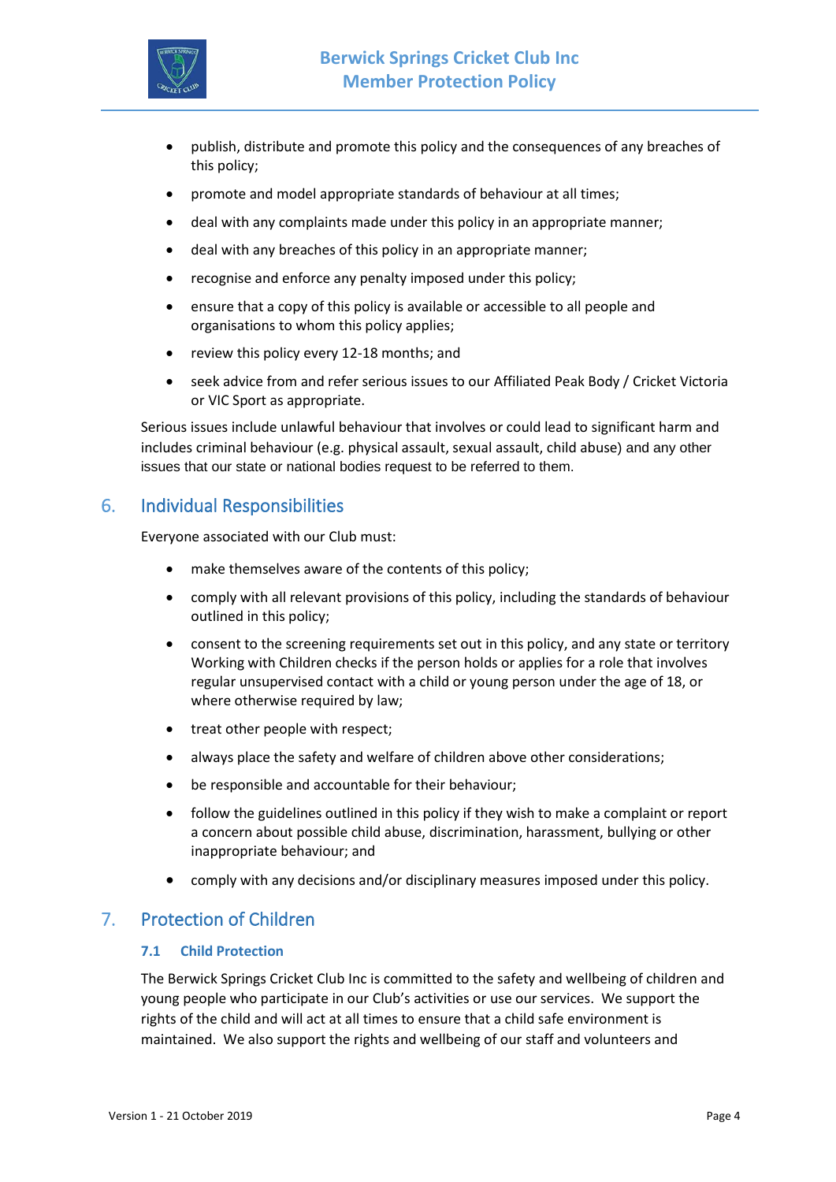- publish, distribute and promote this policy and the consequences of any breaches of this policy;
- promote and model appropriate standards of behaviour at all times;
- deal with any complaints made under this policy in an appropriate manner;
- deal with any breaches of this policy in an appropriate manner;
- recognise and enforce any penalty imposed under this policy;
- ensure that a copy of this policy is available or accessible to all people and organisations to whom this policy applies;
- review this policy every 12-18 months; and
- seek advice from and refer serious issues to our Affiliated Peak Body / Cricket Victoria or VIC Sport as appropriate.

Serious issues include unlawful behaviour that involves or could lead to significant harm and includes criminal behaviour (e.g. physical assault, sexual assault, child abuse) and any other issues that our state or national bodies request to be referred to them.

## 6. Individual Responsibilities

Everyone associated with our Club must:

- make themselves aware of the contents of this policy;
- comply with all relevant provisions of this policy, including the standards of behaviour outlined in this policy;
- consent to the screening requirements set out in this policy, and any state or territory Working with Children checks if the person holds or applies for a role that involves regular unsupervised contact with a child or young person under the age of 18, or where otherwise required by law;
- treat other people with respect;
- always place the safety and welfare of children above other considerations;
- be responsible and accountable for their behaviour;
- follow the guidelines outlined in this policy if they wish to make a complaint or report a concern about possible child abuse, discrimination, harassment, bullying or other inappropriate behaviour; and
- comply with any decisions and/or disciplinary measures imposed under this policy.

## 7. Protection of Children

### 7.1 Child Protection

The Berwick Springs Cricket Club Inc is committed to the safety and wellbeing of children and young people who participate in our Club's activities or use our services. We support the rights of the child and will act at all times to ensure that a child safe environment is maintained. We also support the rights and wellbeing of our staff and volunteers and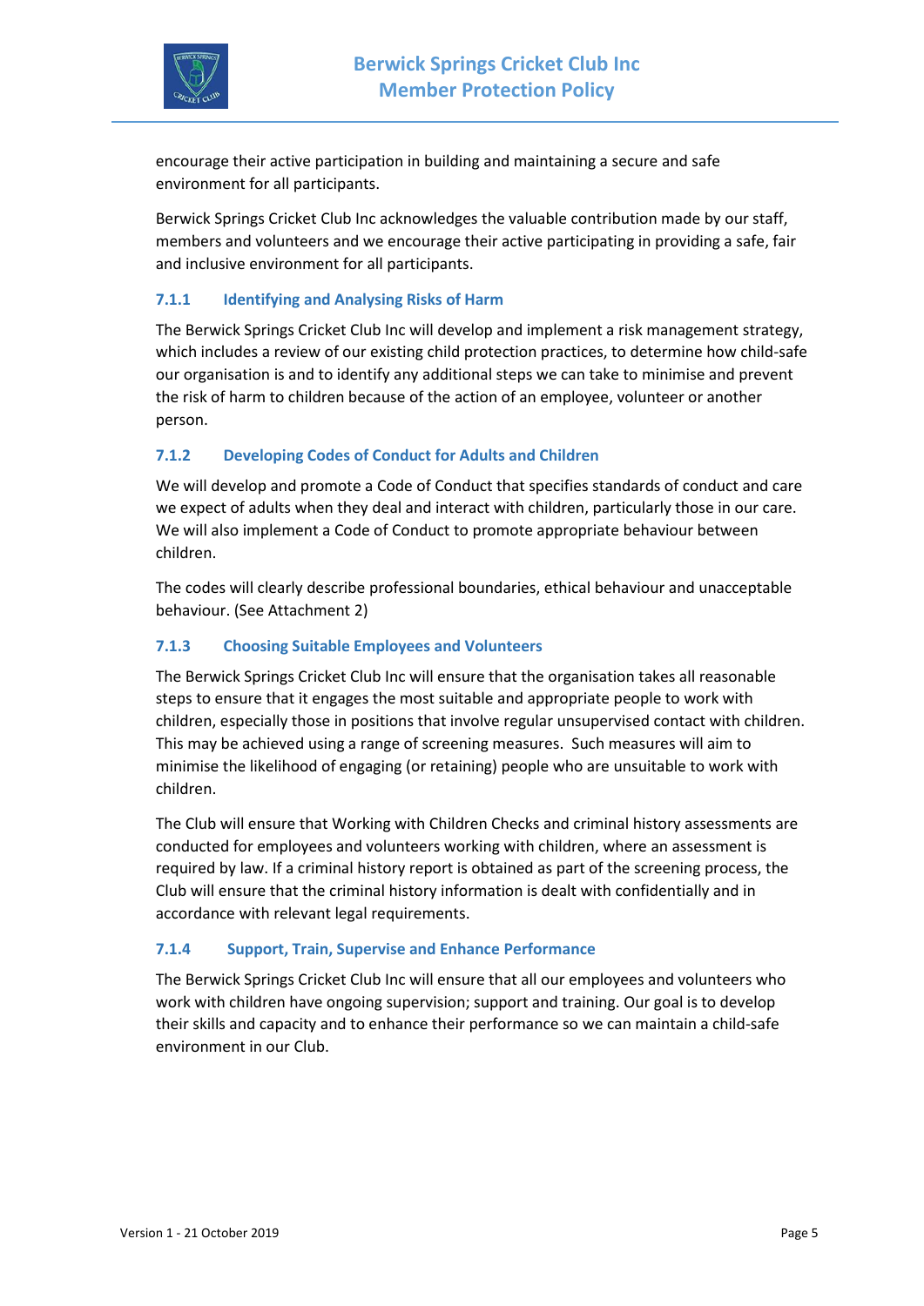encourage their active participation in building and maintaining a secure and safe environment for all participants.

Berwick Springs Cricket Club Inc acknowledges the valuable contribution made by our staff, members and volunteers and we encourage their active participating in providing a safe, fair and inclusive environment for all participants.

### 7.1.1 Identifying and Analysing Risks of Harm

The Berwick Springs Cricket Club Inc will develop and implement a risk management strategy, which includes a review of our existing child protection practices, to determine how child-safe our organisation is and to identify any additional steps we can take to minimise and prevent the risk of harm to children because of the action of an employee, volunteer or another person.

### 7.1.2 Developing Codes of Conduct for Adults and Children

We will develop and promote a Code of Conduct that specifies standards of conduct and care we expect of adults when they deal and interact with children, particularly those in our care. We will also implement a Code of Conduct to promote appropriate behaviour between children.

The codes will clearly describe professional boundaries, ethical behaviour and unacceptable behaviour. (See Attachment 2)

### 7.1.3 Choosing Suitable Employees and Volunteers

The Berwick Springs Cricket Club Inc will ensure that the organisation takes all reasonable steps to ensure that it engages the most suitable and appropriate people to work with children, especially those in positions that involve regular unsupervised contact with children. This may be achieved using a range of screening measures. Such measures will aim to minimise the likelihood of engaging (or retaining) people who are unsuitable to work with children.

The Club will ensure that Working with Children Checks and criminal history assessments are conducted for employees and volunteers working with children, where an assessment is required by law. If a criminal history report is obtained as part of the screening process, the Club will ensure that the criminal history information is dealt with confidentially and in accordance with relevant legal requirements.

### 7.1.4 Support, Train, Supervise and Enhance Performance

The Berwick Springs Cricket Club Inc will ensure that all our employees and volunteers who work with children have ongoing supervision; support and training. Our goal is to develop their skills and capacity and to enhance their performance so we can maintain a child-safe environment in our Club.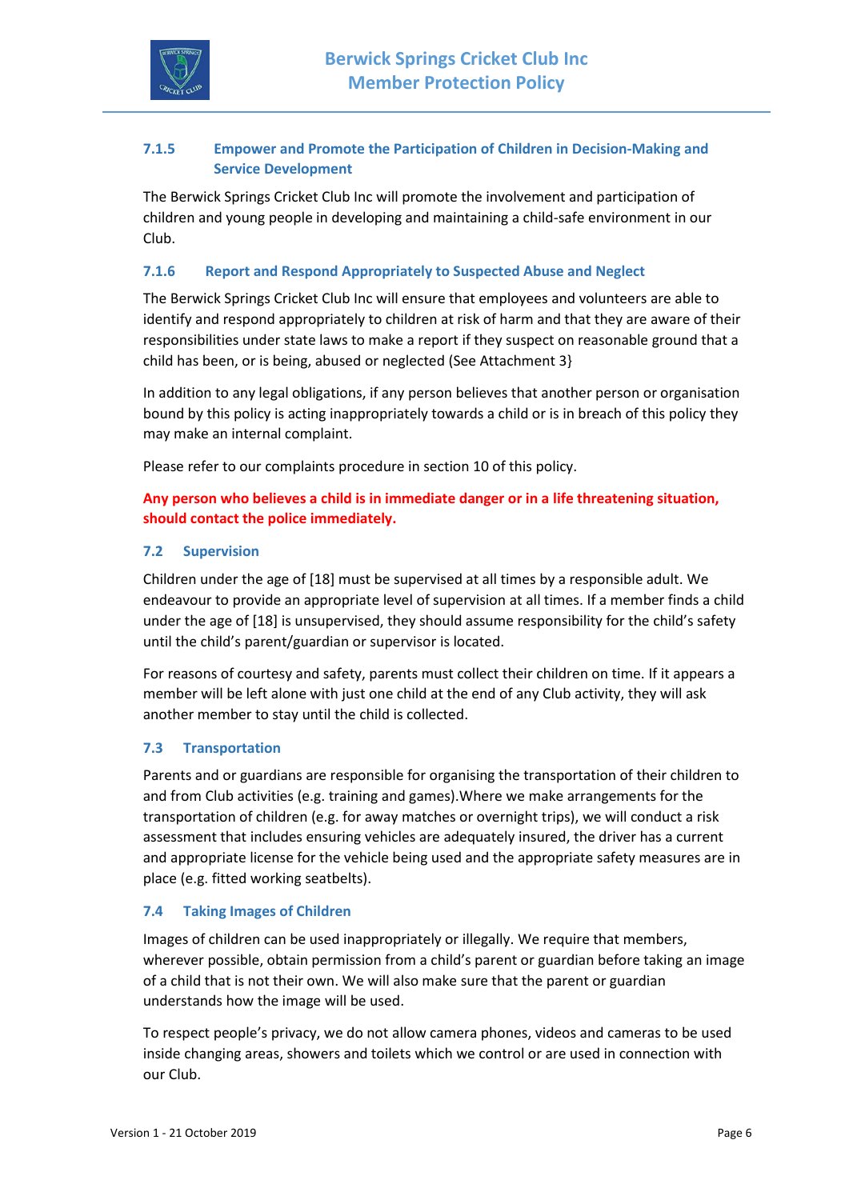#### 7.1.5 Empower and Promote the Participation of Children in Decision-Making and Service Development

The Berwick Springs Cricket Club Inc will promote the involvement and participation of children and young people in developing and maintaining a child-safe environment in our Club.

#### 7.1.6 Report and Respond Appropriately to Suspected Abuse and Neglect

The Berwick Springs Cricket Club Inc will ensure that employees and volunteers are able to identify and respond appropriately to children at risk of harm and that they are aware of their responsibilities under state laws to make a report if they suspect on reasonable ground that a child has been, or is being, abused or neglected (See Attachment 3}

In addition to any legal obligations, if any person believes that another person or organisation bound by this policy is acting inappropriately towards a child or is in breach of this policy they may make an internal complaint.

Please refer to our complaints procedure in section 10 of this policy.

**Any person who believes a child is in immediate danger or in a life threatening situation, should contact the police immediately.**

### 7.2 Supervision

Children under the age of [18] must be supervised at all times by a responsible adult. We endeavour to provide an appropriate level of supervision at all times. If a member finds a child under the age of [18] is unsupervised, they should assume responsibility for the child's safety until the child's parent/guardian or supervisor is located.

For reasons of courtesy and safety, parents must collect their children on time. If it appears a member will be left alone with just one child at the end of any Club activity, they will ask another member to stay until the child is collected.

### 7.3 Transportation

Parents and or guardians are responsible for organising the transportation of their children to and from Club activities (e.g. training and games).Where we make arrangements for the transportation of children (e.g. for away matches or overnight trips), we will conduct a risk assessment that includes ensuring vehicles are adequately insured, the driver has a current and appropriate license for the vehicle being used and the appropriate safety measures are in place (e.g. fitted working seatbelts).

### 7.4 Taking Images of Children

Images of children can be used inappropriately or illegally. We require that members, wherever possible, obtain permission from a child's parent or guardian before taking an image of a child that is not their own. We will also make sure that the parent or guardian understands how the image will be used.

To respect people's privacy, we do not allow camera phones, videos and cameras to be used inside changing areas, showers and toilets which we control or are used in connection with our Club.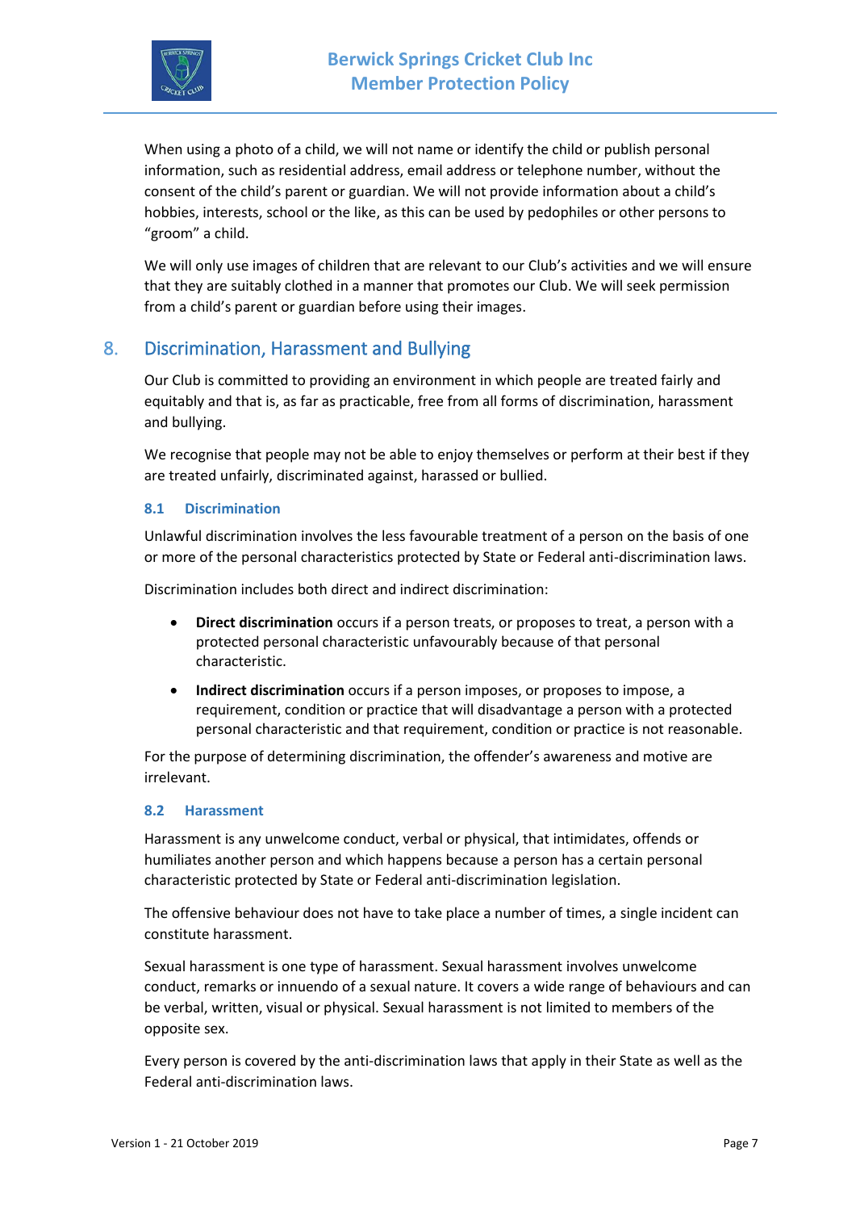When using a photo of a child, we will not name or identify the child or publish personal information, such as residential address, email address or telephone number, without the consent of the child's parent or guardian. We will not provide information about a child's hobbies, interests, school or the like, as this can be used by pedophiles or other persons to "groom" a child.

We will only use images of children that are relevant to our Club's activities and we will ensure that they are suitably clothed in a manner that promotes our Club. We will seek permission from a child's parent or guardian before using their images.

## 8. Discrimination, Harassment and Bullying

Our Club is committed to providing an environment in which people are treated fairly and equitably and that is, as far as practicable, free from all forms of discrimination, harassment and bullying.

We recognise that people may not be able to enjoy themselves or perform at their best if they are treated unfairly, discriminated against, harassed or bullied.

### 8.1 Discrimination

Unlawful discrimination involves the less favourable treatment of a person on the basis of one or more of the personal characteristics protected by State or Federal anti-discrimination laws.

Discrimination includes both direct and indirect discrimination:

- **Direct discrimination** occurs if a person treats, or proposes to treat, a person with a protected personal characteristic unfavourably because of that personal characteristic.
- **Indirect discrimination** occurs if a person imposes, or proposes to impose, a requirement, condition or practice that will disadvantage a person with a protected personal characteristic and that requirement, condition or practice is not reasonable.

For the purpose of determining discrimination, the offender's awareness and motive are irrelevant.

### 8.2 Harassment

Harassment is any unwelcome conduct, verbal or physical, that intimidates, offends or humiliates another person and which happens because a person has a certain personal characteristic protected by State or Federal anti-discrimination legislation.

The offensive behaviour does not have to take place a number of times, a single incident can constitute harassment.

Sexual harassment is one type of harassment. Sexual harassment involves unwelcome conduct, remarks or innuendo of a sexual nature. It covers a wide range of behaviours and can be verbal, written, visual or physical. Sexual harassment is not limited to members of the opposite sex.

Every person is covered by the anti-discrimination laws that apply in their State as well as the Federal anti-discrimination laws.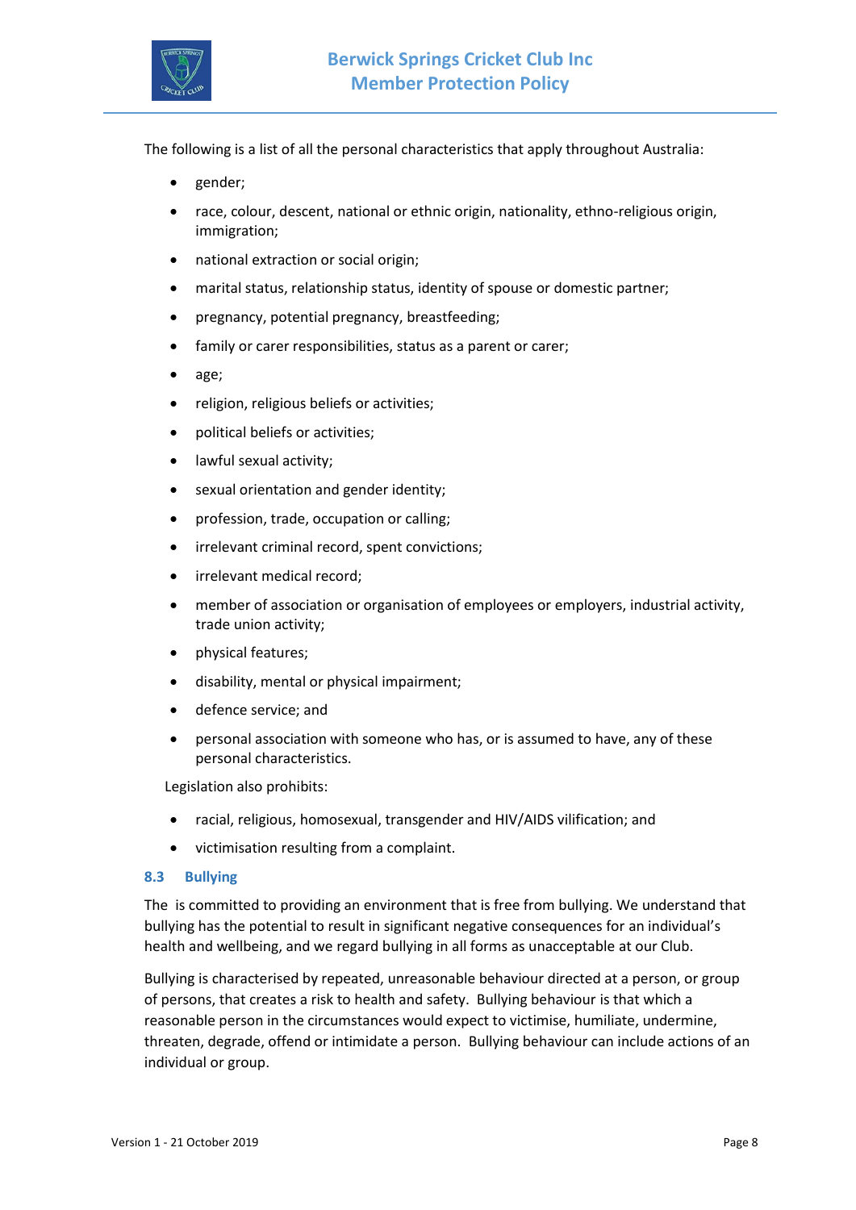The following is a list of all the personal characteristics that apply throughout Australia:

- gender;
- race, colour, descent, national or ethnic origin, nationality, ethno-religious origin, immigration;
- national extraction or social origin;
- marital status, relationship status, identity of spouse or domestic partner;
- pregnancy, potential pregnancy, breastfeeding;
- family or carer responsibilities, status as a parent or carer;
- age;
- religion, religious beliefs or activities;
- political beliefs or activities;
- lawful sexual activity;
- sexual orientation and gender identity;
- profession, trade, occupation or calling;
- irrelevant criminal record, spent convictions;
- irrelevant medical record;
- member of association or organisation of employees or employers, industrial activity, trade union activity;
- physical features;
- disability, mental or physical impairment;
- defence service; and
- personal association with someone who has, or is assumed to have, any of these personal characteristics.

Legislation also prohibits:

- racial, religious, homosexual, transgender and HIV/AIDS vilification; and
- victimisation resulting from a complaint.

### 8.3 Bullying

The is committed to providing an environment that is free from bullying. We understand that bullying has the potential to result in significant negative consequences for an individual's health and wellbeing, and we regard bullying in all forms as unacceptable at our Club.

Bullying is characterised by repeated, unreasonable behaviour directed at a person, or group of persons, that creates a risk to health and safety. Bullying behaviour is that which a reasonable person in the circumstances would expect to victimise, humiliate, undermine, threaten, degrade, offend or intimidate a person. Bullying behaviour can include actions of an individual or group.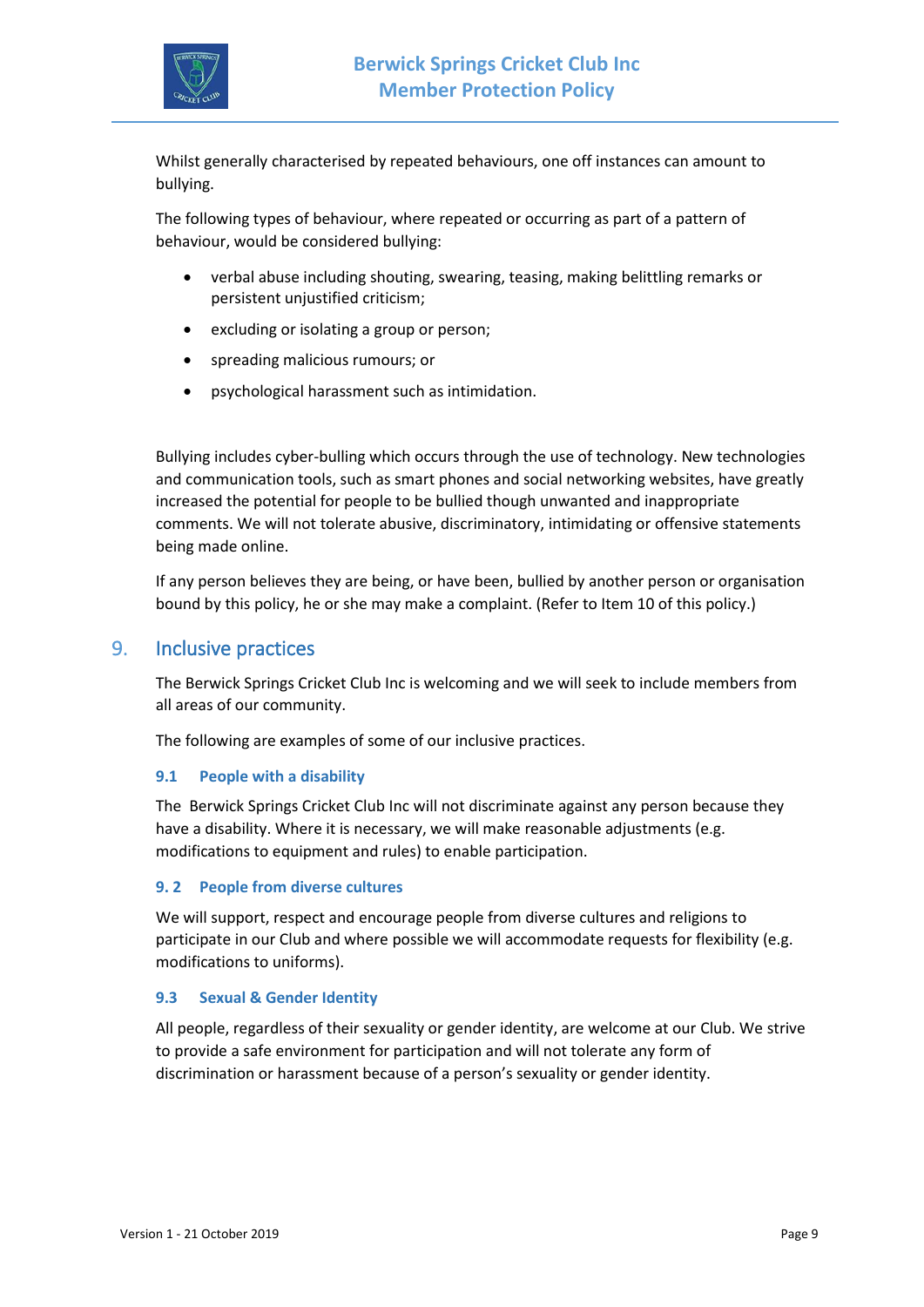Whilst generally characterised by repeated behaviours, one off instances can amount to bullying.

The following types of behaviour, where repeated or occurring as part of a pattern of behaviour, would be considered bullying:

- verbal abuse including shouting, swearing, teasing, making belittling remarks or persistent unjustified criticism;
- excluding or isolating a group or person;
- spreading malicious rumours; or
- psychological harassment such as intimidation.

Bullying includes cyber-bulling which occurs through the use of technology. New technologies and communication tools, such as smart phones and social networking websites, have greatly increased the potential for people to be bullied though unwanted and inappropriate comments. We will not tolerate abusive, discriminatory, intimidating or offensive statements being made online.

If any person believes they are being, or have been, bullied by another person or organisation bound by this policy, he or she may make a complaint. (Refer to Item 10 of this policy.)

## 9. Inclusive practices

The Berwick Springs Cricket Club Inc is welcoming and we will seek to include members from all areas of our community.

The following are examples of some of our inclusive practices.

### 9.1 People with a disability

The Berwick Springs Cricket Club Inc will not discriminate against any person because they have a disability. Where it is necessary, we will make reasonable adjustments (e.g. modifications to equipment and rules) to enable participation.

### 9. 2 People from diverse cultures

We will support, respect and encourage people from diverse cultures and religions to participate in our Club and where possible we will accommodate requests for flexibility (e.g. modifications to uniforms).

### 9.3 Sexual & Gender Identity

All people, regardless of their sexuality or gender identity, are welcome at our Club. We strive to provide a safe environment for participation and will not tolerate any form of discrimination or harassment because of a person's sexuality or gender identity.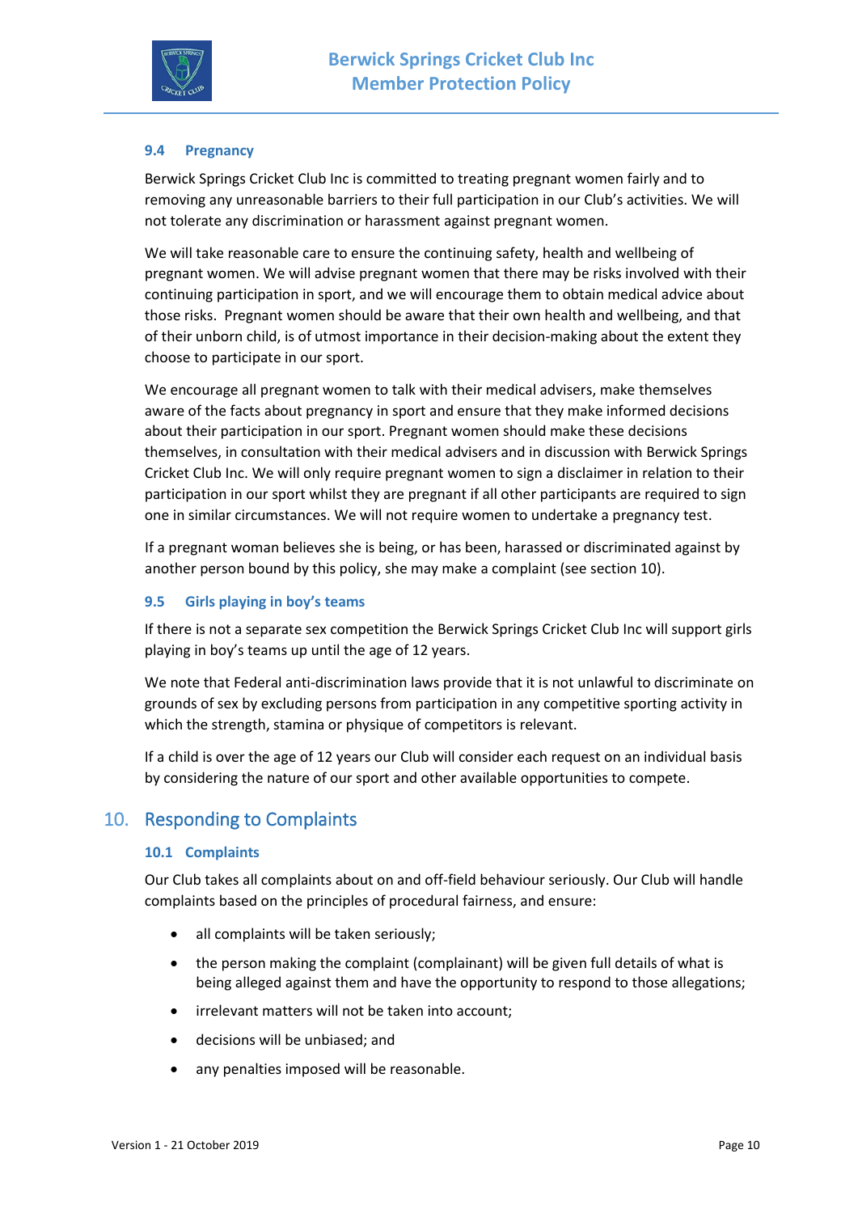### 9.4 Pregnancy

Berwick Springs Cricket Club Inc is committed to treating pregnant women fairly and to removing any unreasonable barriers to their full participation in our Club's activities. We will not tolerate any discrimination or harassment against pregnant women.

We will take reasonable care to ensure the continuing safety, health and wellbeing of pregnant women. We will advise pregnant women that there may be risks involved with their continuing participation in sport, and we will encourage them to obtain medical advice about those risks. Pregnant women should be aware that their own health and wellbeing, and that of their unborn child, is of utmost importance in their decision-making about the extent they choose to participate in our sport.

We encourage all pregnant women to talk with their medical advisers, make themselves aware of the facts about pregnancy in sport and ensure that they make informed decisions about their participation in our sport. Pregnant women should make these decisions themselves, in consultation with their medical advisers and in discussion with Berwick Springs Cricket Club Inc. We will only require pregnant women to sign a disclaimer in relation to their participation in our sport whilst they are pregnant if all other participants are required to sign one in similar circumstances. We will not require women to undertake a pregnancy test.

If a pregnant woman believes she is being, or has been, harassed or discriminated against by another person bound by this policy, she may make a complaint (see section 10).

### 9.5 Girls playing in boy's teams

If there is not a separate sex competition the Berwick Springs Cricket Club Inc will support girls playing in boy's teams up until the age of 12 years.

We note that Federal anti-discrimination laws provide that it is not unlawful to discriminate on grounds of sex by excluding persons from participation in any competitive sporting activity in which the strength, stamina or physique of competitors is relevant.

If a child is over the age of 12 years our Club will consider each request on an individual basis by considering the nature of our sport and other available opportunities to compete.

## 10. Responding to Complaints

### 10.1 Complaints

Our Club takes all complaints about on and off-field behaviour seriously. Our Club will handle complaints based on the principles of procedural fairness, and ensure:

- all complaints will be taken seriously;
- the person making the complaint (complainant) will be given full details of what is being alleged against them and have the opportunity to respond to those allegations;
- irrelevant matters will not be taken into account;
- decisions will be unbiased; and
- any penalties imposed will be reasonable.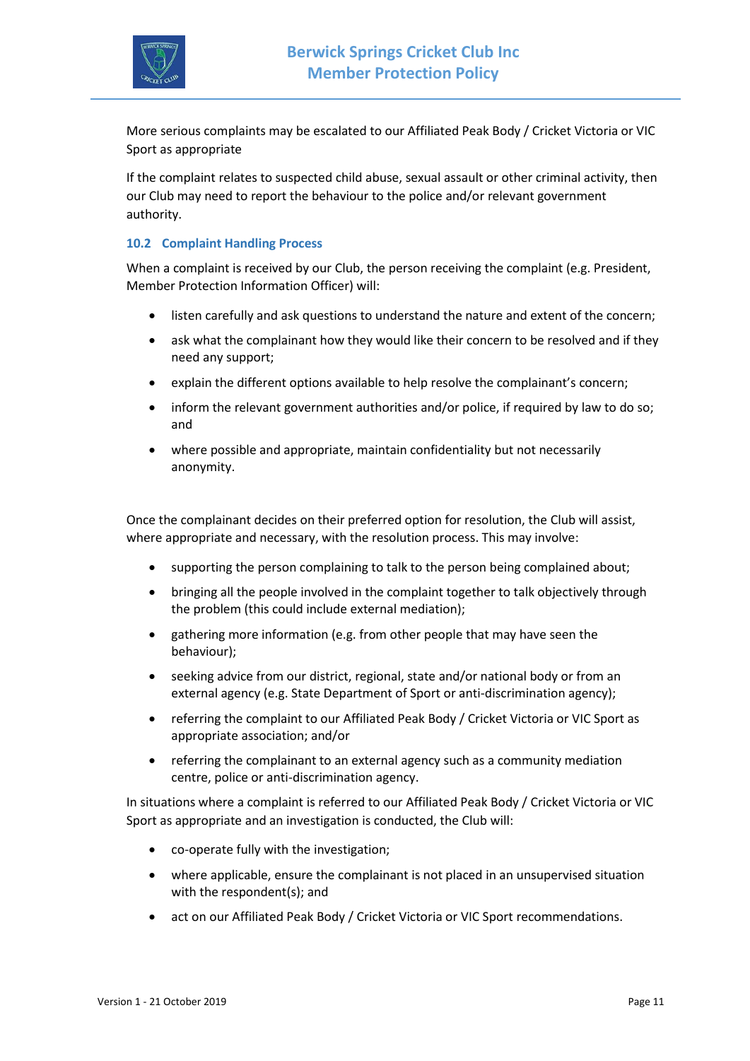More serious complaints may be escalated to our Affiliated Peak Body / Cricket Victoria or VIC Sport as appropriate

If the complaint relates to suspected child abuse, sexual assault or other criminal activity, then our Club may need to report the behaviour to the police and/or relevant government authority.

### 10.2 Complaint Handling Process

When a complaint is received by our Club, the person receiving the complaint (e.g. President, Member Protection Information Officer) will:

- listen carefully and ask questions to understand the nature and extent of the concern;
- ask what the complainant how they would like their concern to be resolved and if they need any support;
- explain the different options available to help resolve the complainant's concern;
- inform the relevant government authorities and/or police, if required by law to do so; and
- where possible and appropriate, maintain confidentiality but not necessarily anonymity.

Once the complainant decides on their preferred option for resolution, the Club will assist, where appropriate and necessary, with the resolution process. This may involve:

- supporting the person complaining to talk to the person being complained about;
- bringing all the people involved in the complaint together to talk objectively through the problem (this could include external mediation);
- gathering more information (e.g. from other people that may have seen the behaviour);
- seeking advice from our district, regional, state and/or national body or from an external agency (e.g. State Department of Sport or anti-discrimination agency);
- referring the complaint to our Affiliated Peak Body / Cricket Victoria or VIC Sport as appropriate association; and/or
- referring the complainant to an external agency such as a community mediation centre, police or anti-discrimination agency.

In situations where a complaint is referred to our Affiliated Peak Body / Cricket Victoria or VIC Sport as appropriate and an investigation is conducted, the Club will:

- co-operate fully with the investigation;
- where applicable, ensure the complainant is not placed in an unsupervised situation with the respondent(s); and
- act on our Affiliated Peak Body / Cricket Victoria or VIC Sport recommendations.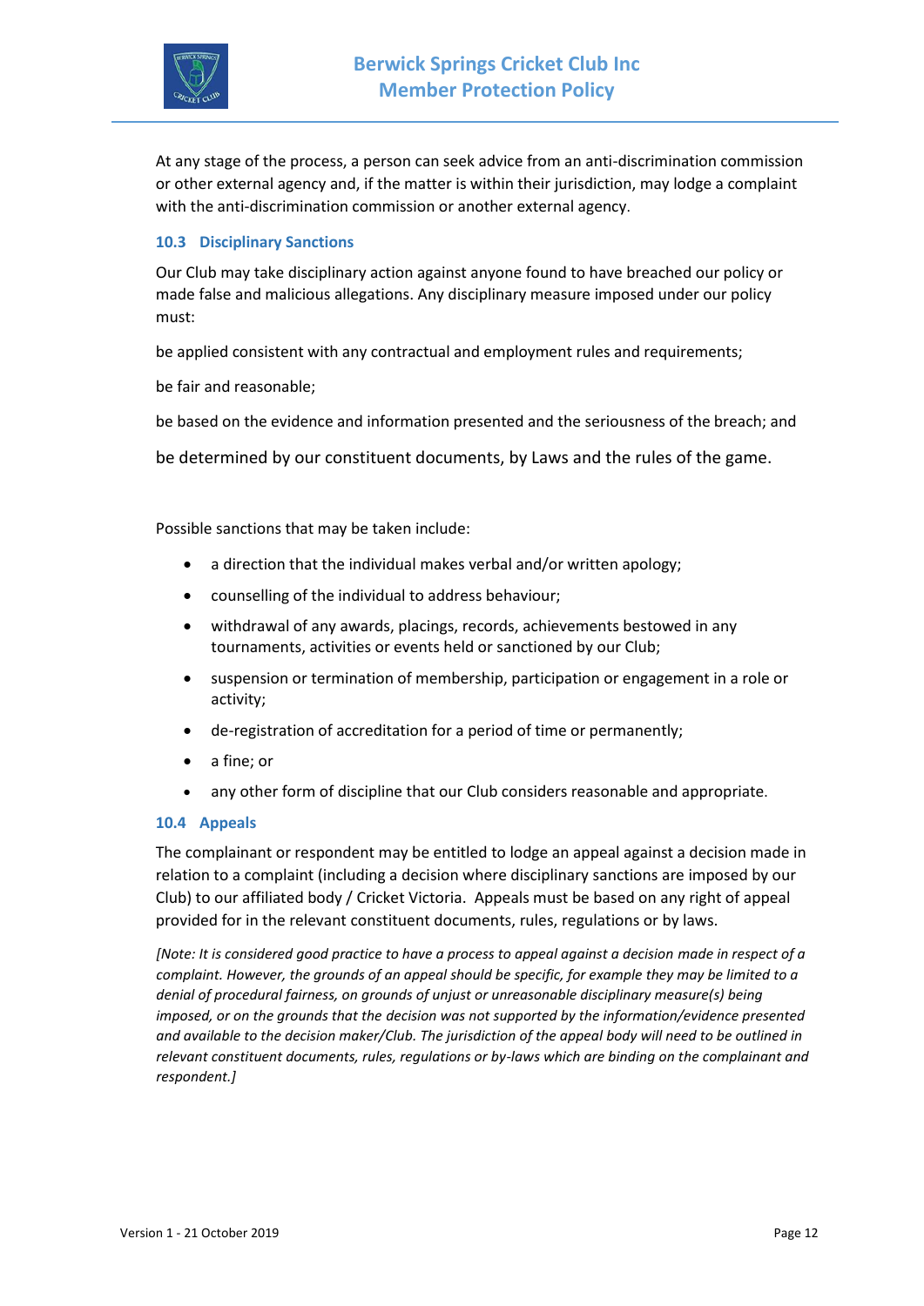At any stage of the process, a person can seek advice from an anti-discrimination commission or other external agency and, if the matter is within their jurisdiction, may lodge a complaint with the anti-discrimination commission or another external agency.

### 10.3 Disciplinary Sanctions

Our Club may take disciplinary action against anyone found to have breached our policy or made false and malicious allegations. Any disciplinary measure imposed under our policy must:

be applied consistent with any contractual and employment rules and requirements;

be fair and reasonable;

be based on the evidence and information presented and the seriousness of the breach; and

be determined by our constituent documents, by Laws and the rules of the game.

Possible sanctions that may be taken include:

- a direction that the individual makes verbal and/or written apology;
- counselling of the individual to address behaviour;
- withdrawal of any awards, placings, records, achievements bestowed in any tournaments, activities or events held or sanctioned by our Club;
- suspension or termination of membership, participation or engagement in a role or activity;
- de-registration of accreditation for a period of time or permanently;
- a fine; or
- any other form of discipline that our Club considers reasonable and appropriate.

### 10.4 Appeals

The complainant or respondent may be entitled to lodge an appeal against a decision made in relation to a complaint (including a decision where disciplinary sanctions are imposed by our Club) to our affiliated body / Cricket Victoria. Appeals must be based on any right of appeal provided for in the relevant constituent documents, rules, regulations or by laws.

*[Note: It is considered good practice to have a process to appeal against a decision made in respect of a complaint. However, the grounds of an appeal should be specific, for example they may be limited to a denial of procedural fairness, on grounds of unjust or unreasonable disciplinary measure(s) being imposed, or on the grounds that the decision was not supported by the information/evidence presented and available to the decision maker/Club. The jurisdiction of the appeal body will need to be outlined in relevant constituent documents, rules, regulations or by-laws which are binding on the complainant and respondent.]*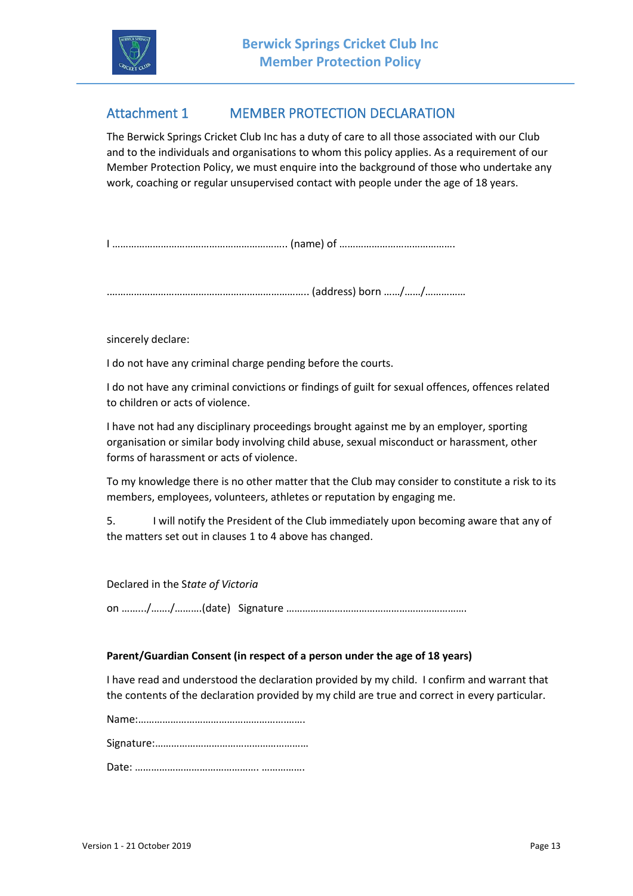## Attachment 1 MEMBER PROTECTION DECLARATION

The Berwick Springs Cricket Club Inc has a duty of care to all those associated with our Club and to the individuals and organisations to whom this policy applies. As a requirement of our Member Protection Policy, we must enquire into the background of those who undertake any work, coaching or regular unsupervised contact with people under the age of 18 years.

I ……………………………………………………….. (name) of …………………………………….

……………………………………………………………….. (address) born ……/……/……………

sincerely declare:

I do not have any criminal charge pending before the courts.

I do not have any criminal convictions or findings of guilt for sexual offences, offences related to children or acts of violence.

I have not had any disciplinary proceedings brought against me by an employer, sporting organisation or similar body involving child abuse, sexual misconduct or harassment, other forms of harassment or acts of violence.

To my knowledge there is no other matter that the Club may consider to constitute a risk to its members, employees, volunteers, athletes or reputation by engaging me.

5. I will notify the President of the Club immediately upon becoming aware that any of the matters set out in clauses 1 to 4 above has changed.

Declared in the S*tate of Victoria*

on ………/……./……….(date) Signature ………………………………………………………….

**Parent/Guardian Consent (in respect of a person under the age of 18 years)**

I have read and understood the declaration provided by my child. I confirm and warrant that the contents of the declaration provided by my child are true and correct in every particular.

Name:…………………………………………………….

Signature:…………………………………………………

Date: ………………………………………. …………….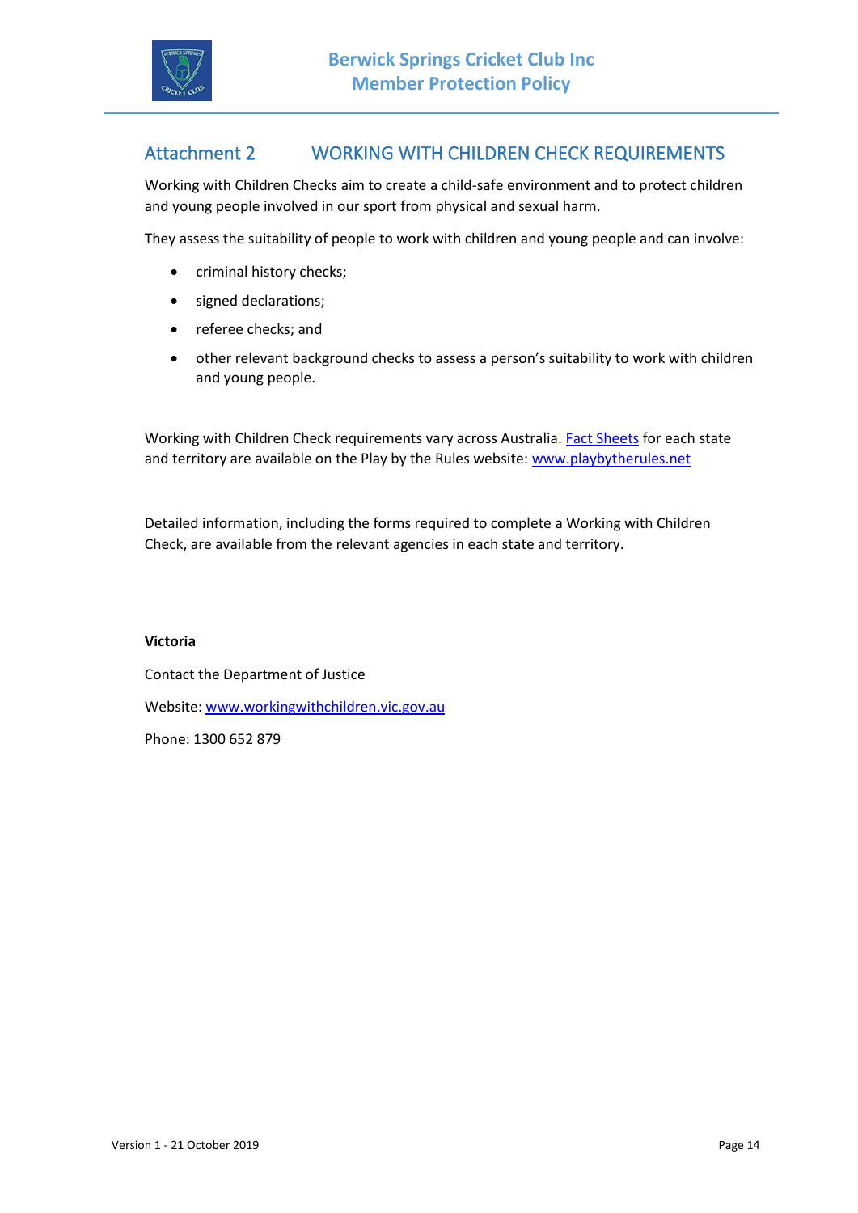## Attachment 2 WORKING WITH CHILDREN CHECK REQUIREMENTS

Working with Children Checks aim to create a child-safe environment and to protect children and young people involved in our sport from physical and sexual harm.

They assess the suitability of people to work with children and young people and can involve:

- criminal history checks;
- signed declarations;
- referee checks; and
- other relevant background checks to assess a person's suitability to work with children and young people.

Working with Children Check requirements vary across Australia. [Fact Sheets](#) for each state and territory are available on the Play by the Rules website: [www.playbytherules.net](http://www.playbytherules.net)

Detailed information, including the forms required to complete a Working with Children Check, are available from the relevant agencies in each state and territory.

**Victoria**

Contact the Department of Justice

Website: [www.workingwithchildren.vic.gov.au](http://www.workingwithchildren.vic.gov.au)

Phone: 1300 652 879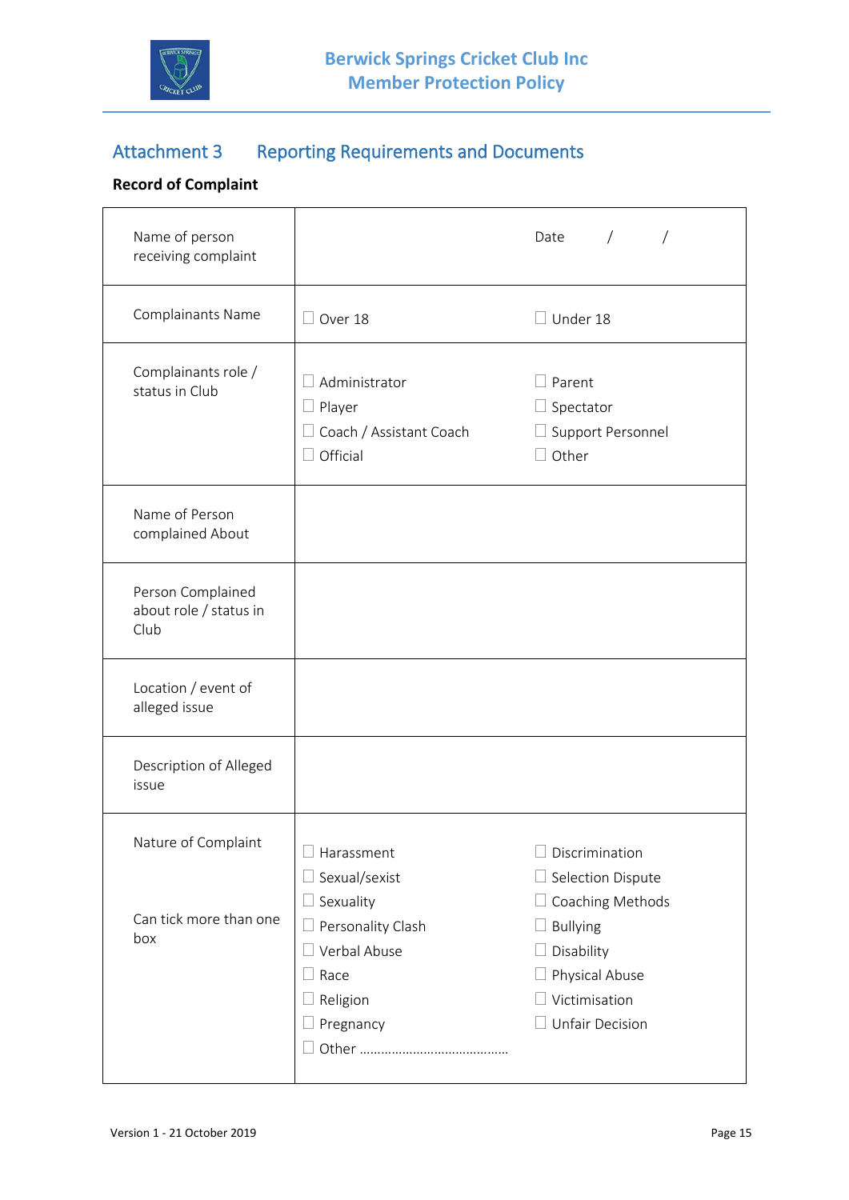## Attachment 3 Reporting Requirements and Documents

**Record of Complaint**

| | | |
|---|---|---|
| Name of person receiving complaint | | Date / / |
| Complainants Name | ☐ Over 18 | ☐ Under 18 |
| Complainants role / status in Club | ☐ Administrator<br>☐ Player<br>☐ Coach / Assistant Coach<br>☐ Official | ☐ Parent<br>☐ Spectator<br>☐ Support Personnel<br>☐ Other |
| Name of Person complained About | | |
| Person Complained about role / status in Club | | |
| Location / event of alleged issue | | |
| Description of Alleged issue | | |
| Nature of Complaint<br><br>Can tick more than one box | ☐ Harassment<br>☐ Sexual/sexist<br>☐ Sexuality<br>☐ Personality Clash<br>☐ Verbal Abuse<br>☐ Race<br>☐ Religion<br>☐ Pregnancy<br>☐ Other …………………………………… | ☐ Discrimination<br>☐ Selection Dispute<br>☐ Coaching Methods<br>☐ Bullying<br>☐ Disability<br>☐ Physical Abuse<br>☐ Victimisation<br>☐ Unfair Decision |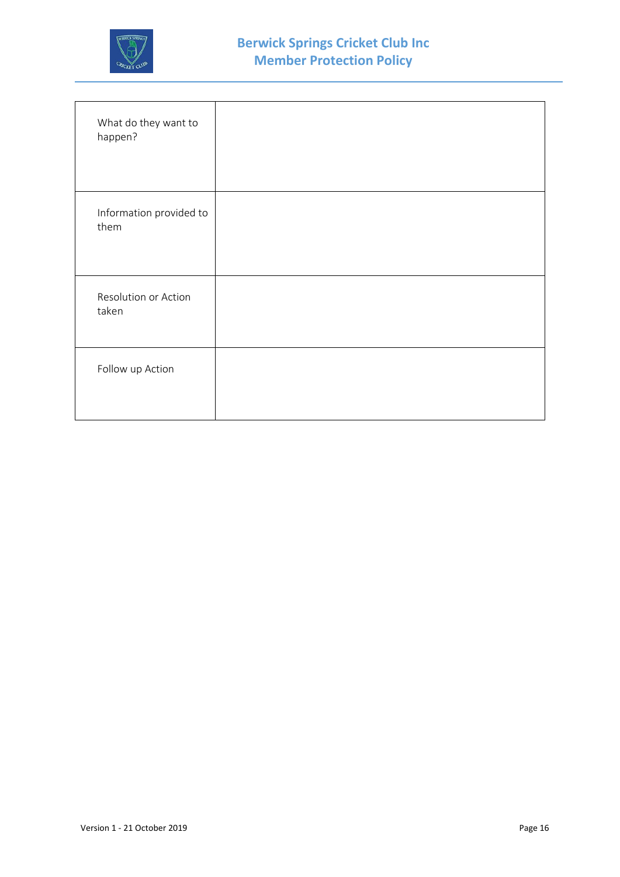| | |
|---|---|
| What do they want to happen? | |
| Information provided to them | |
| Resolution or Action taken | |
| Follow up Action | |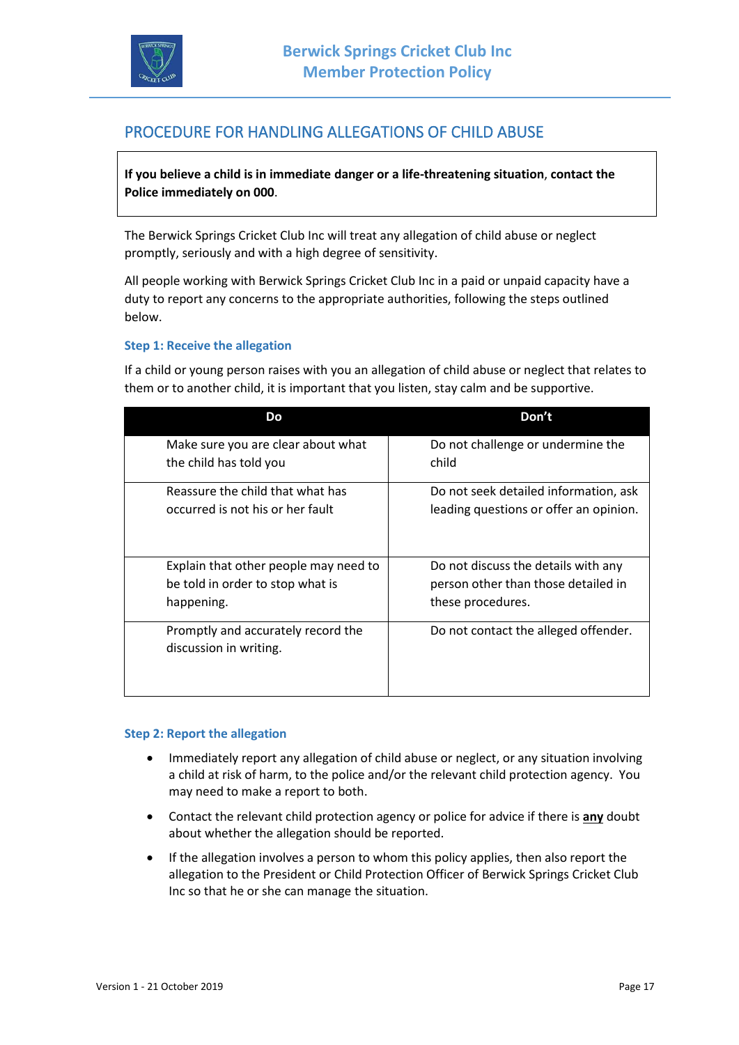## PROCEDURE FOR HANDLING ALLEGATIONS OF CHILD ABUSE

**If you believe a child is in immediate danger or a life-threatening situation, contact the Police immediately on 000**.

The Berwick Springs Cricket Club Inc will treat any allegation of child abuse or neglect promptly, seriously and with a high degree of sensitivity.

All people working with Berwick Springs Cricket Club Inc in a paid or unpaid capacity have a duty to report any concerns to the appropriate authorities, following the steps outlined below.

### Step 1: Receive the allegation

If a child or young person raises with you an allegation of child abuse or neglect that relates to them or to another child, it is important that you listen, stay calm and be supportive.

| Do | Don't |
|---|---|
| Make sure you are clear about what the child has told you | Do not challenge or undermine the child |
| Reassure the child that what has occurred is not his or her fault | Do not seek detailed information, ask leading questions or offer an opinion. |
| Explain that other people may need to be told in order to stop what is happening. | Do not discuss the details with any person other than those detailed in these procedures. |
| Promptly and accurately record the discussion in writing. | Do not contact the alleged offender. |

### Step 2: Report the allegation

- Immediately report any allegation of child abuse or neglect, or any situation involving a child at risk of harm, to the police and/or the relevant child protection agency. You may need to make a report to both.
- Contact the relevant child protection agency or police for advice if there is **any** doubt about whether the allegation should be reported.
- If the allegation involves a person to whom this policy applies, then also report the allegation to the President or Child Protection Officer of Berwick Springs Cricket Club Inc so that he or she can manage the situation.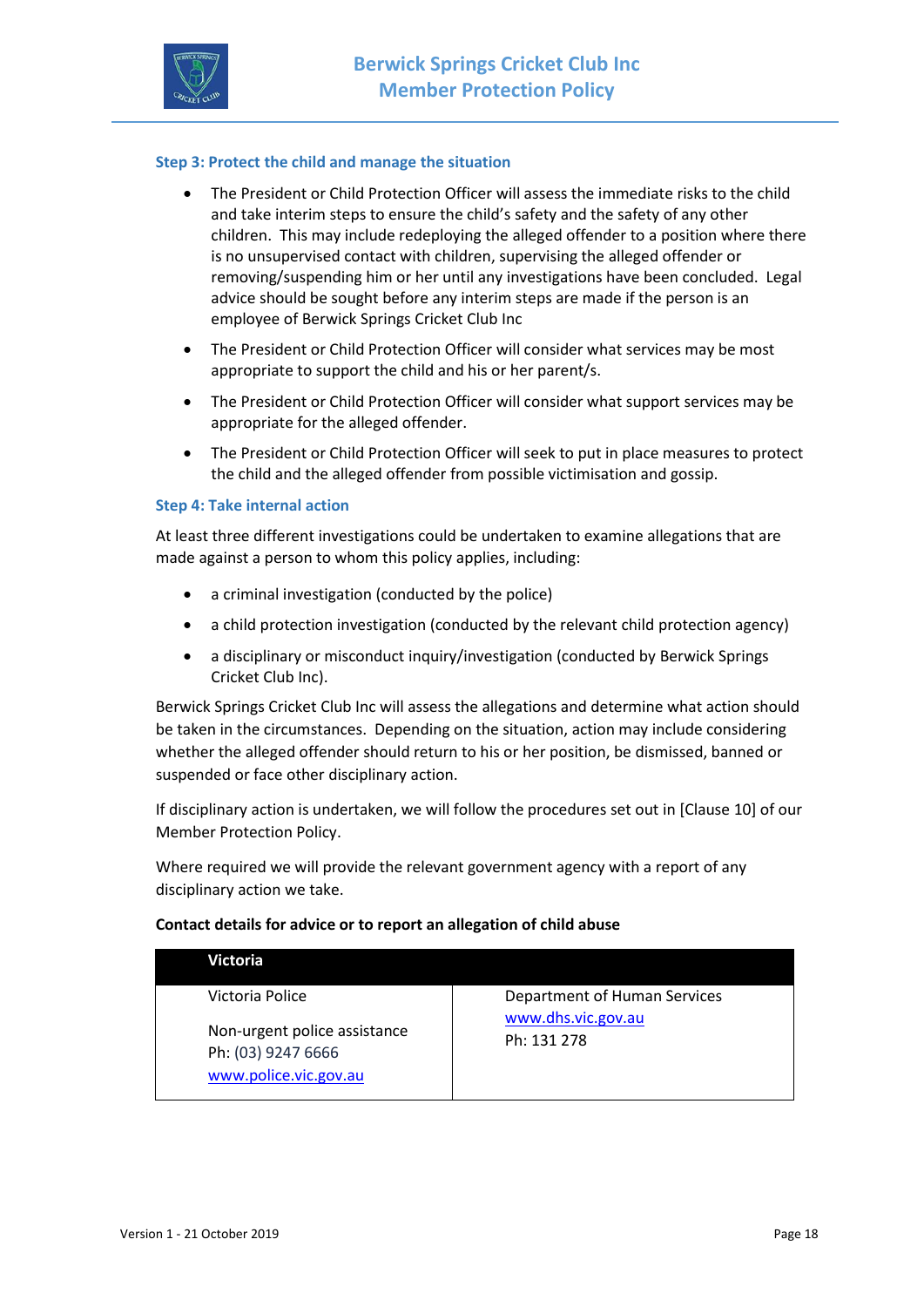### Step 3: Protect the child and manage the situation

- The President or Child Protection Officer will assess the immediate risks to the child and take interim steps to ensure the child's safety and the safety of any other children. This may include redeploying the alleged offender to a position where there is no unsupervised contact with children, supervising the alleged offender or removing/suspending him or her until any investigations have been concluded. Legal advice should be sought before any interim steps are made if the person is an employee of Berwick Springs Cricket Club Inc
- The President or Child Protection Officer will consider what services may be most appropriate to support the child and his or her parent/s.
- The President or Child Protection Officer will consider what support services may be appropriate for the alleged offender.
- The President or Child Protection Officer will seek to put in place measures to protect the child and the alleged offender from possible victimisation and gossip.

### Step 4: Take internal action

At least three different investigations could be undertaken to examine allegations that are made against a person to whom this policy applies, including:

- a criminal investigation (conducted by the police)
- a child protection investigation (conducted by the relevant child protection agency)
- a disciplinary or misconduct inquiry/investigation (conducted by Berwick Springs Cricket Club Inc).

Berwick Springs Cricket Club Inc will assess the allegations and determine what action should be taken in the circumstances. Depending on the situation, action may include considering whether the alleged offender should return to his or her position, be dismissed, banned or suspended or face other disciplinary action.

If disciplinary action is undertaken, we will follow the procedures set out in [Clause 10] of our Member Protection Policy.

Where required we will provide the relevant government agency with a report of any disciplinary action we take.

**Contact details for advice or to report an allegation of child abuse**

| Victoria | |
|---|---|
| Victoria Police<br><br>Non-urgent police assistance<br>Ph: (03) 9247 6666<br>www.police.vic.gov.au | Department of Human Services<br>www.dhs.vic.gov.au<br>Ph: 131 278 |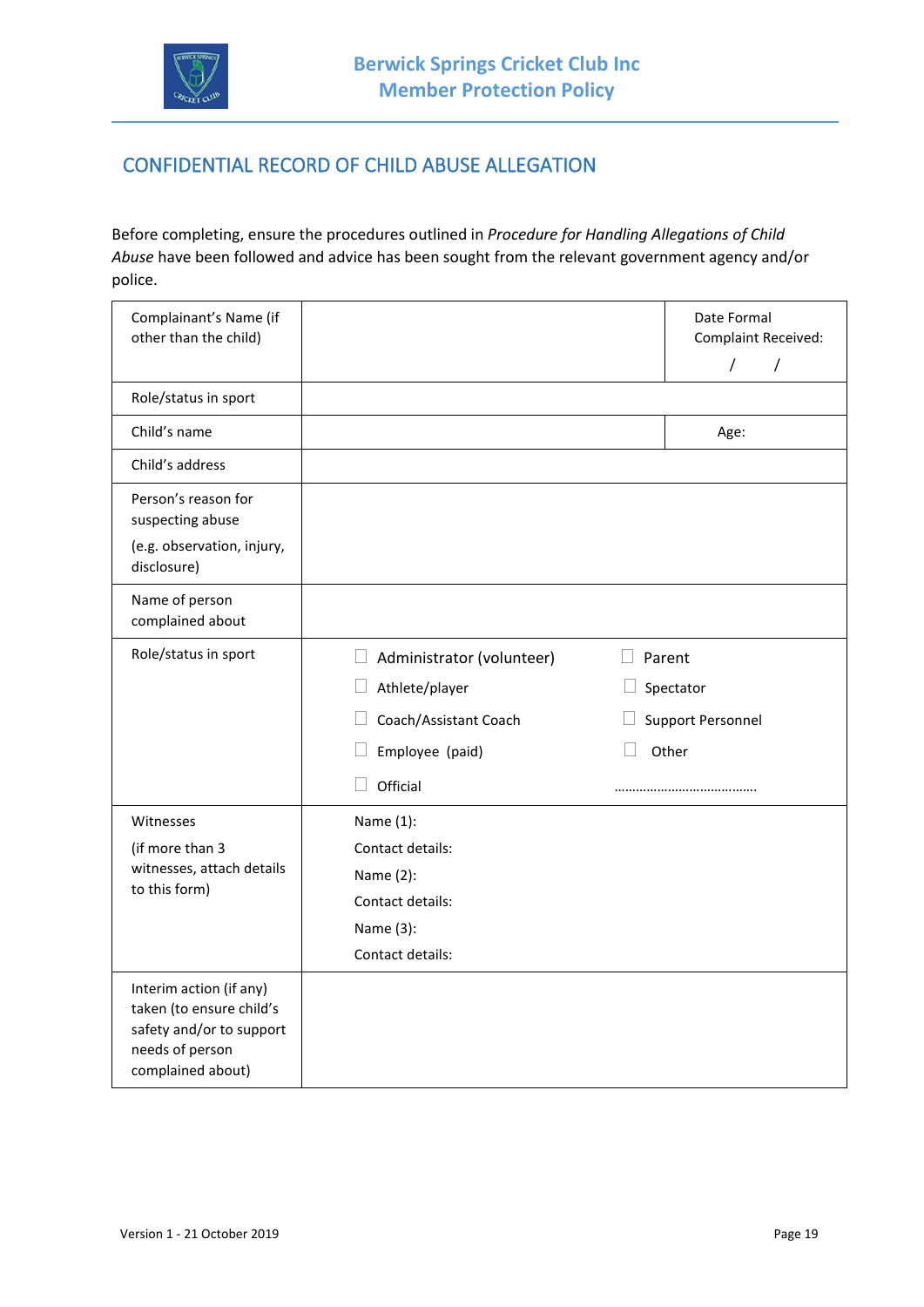## CONFIDENTIAL RECORD OF CHILD ABUSE ALLEGATION

Before completing, ensure the procedures outlined in *Procedure for Handling Allegations of Child Abuse* have been followed and advice has been sought from the relevant government agency and/or police.

| | | |
|---|---|---|
| Complainant's Name (if other than the child) | | Date Formal Complaint Received: / / |
| Role/status in sport | | |
| Child's name | | Age: |
| Child's address | | |
| Person's reason for suspecting abuse (e.g. observation, injury, disclosure) | | |
| Name of person complained about | | |
| Role/status in sport | ☐ Administrator (volunteer)<br>☐ Athlete/player<br>☐ Coach/Assistant Coach<br>☐ Employee (paid)<br>☐ Official | ☐ Parent<br>☐ Spectator<br>☐ Support Personnel<br>☐ Other<br>…………………………………. |
| Witnesses (if more than 3 witnesses, attach details to this form) | Name (1):<br>Contact details:<br>Name (2):<br>Contact details:<br>Name (3):<br>Contact details: | |
| Interim action (if any) taken (to ensure child's safety and/or to support needs of person complained about) | | |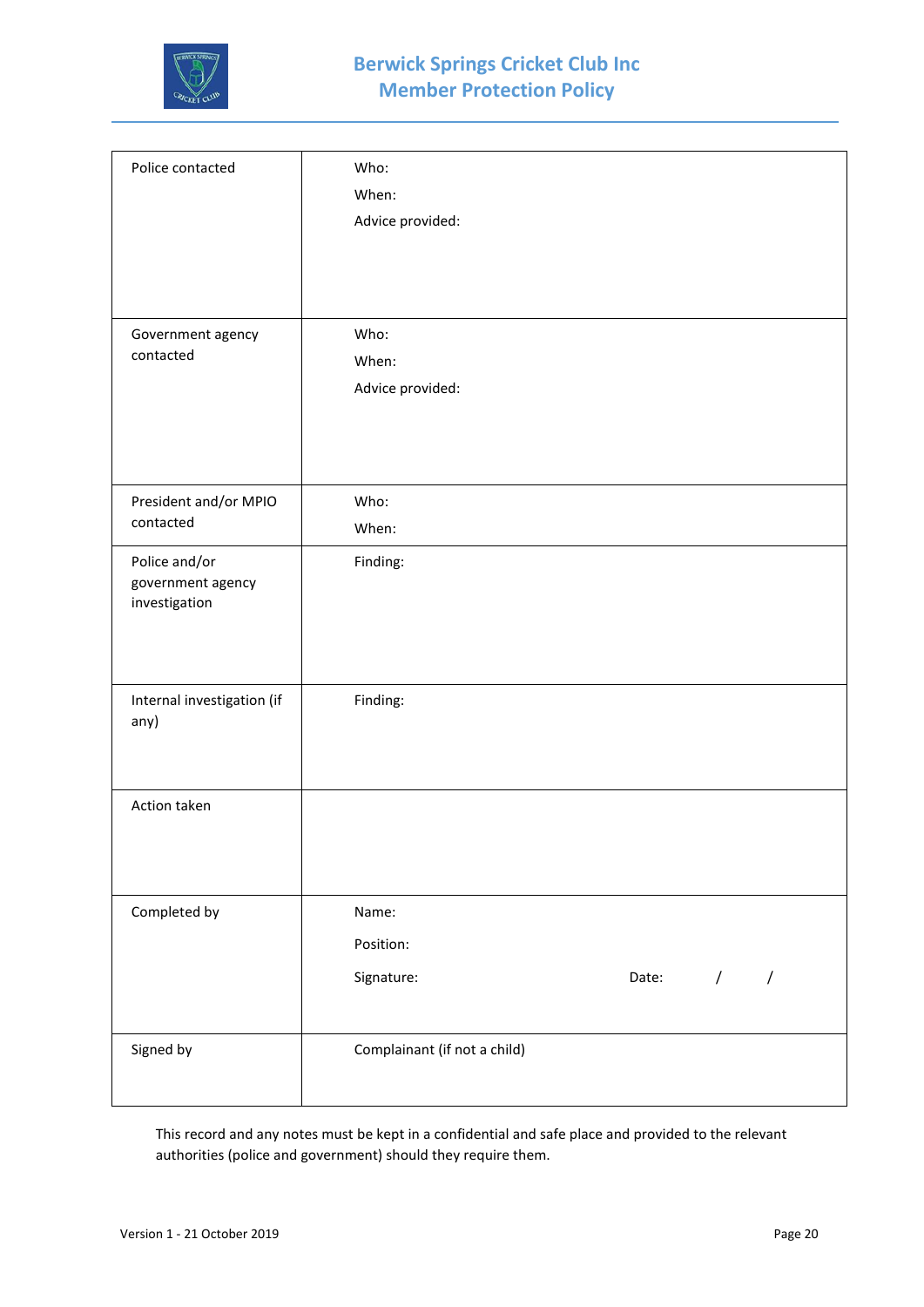| | |
|---|---|
| Police contacted | Who:<br>When:<br>Advice provided: |
| Government agency contacted | Who:<br>When:<br>Advice provided: |
| President and/or MPIO contacted | Who:<br>When: |
| Police and/or government agency investigation | Finding: |
| Internal investigation (if any) | Finding: |
| Action taken | |
| Completed by | Name:<br>Position:<br>Signature: Date: / / |
| Signed by | Complainant (if not a child) |

This record and any notes must be kept in a confidential and safe place and provided to the relevant authorities (police and government) should they require them.

Version 1 - 21 October 2019